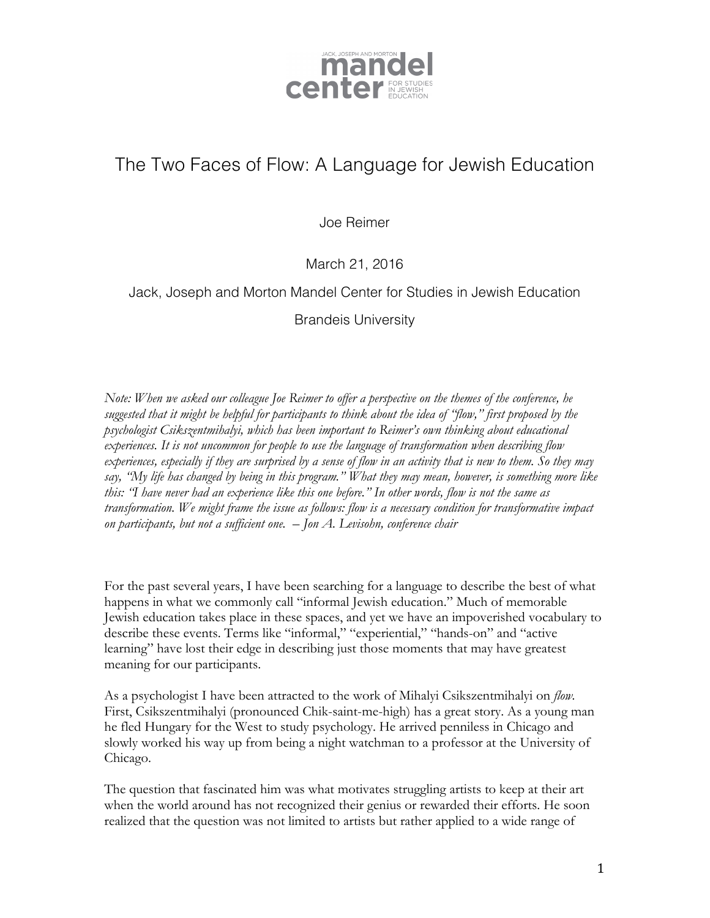# The Two Faces of Flow: A Language for Jewish Education

Joe Reimer

March 21, 2016

Jack, Joseph and Morton Mandel Center for Studies in Jewish Education

Brandeis University

*Note: When we asked our colleague Joe Reimer to offer a perspective on the themes of the conference, he suggested that it might be helpful for participants to think about the idea of "flow," first proposed by the psychologist Csikszentmihalyi, which has been important to Reimer's own thinking about educational experiences. It is not uncommon for people to use the language of transformation when describing flow experiences, especially if they are surprised by a sense of flow in an activity that is new to them. So they may say, "My life has changed by being in this program." What they may mean, however, is something more like this: "I have never had an experience like this one before." In other words, flow is not the same as transformation. We might frame the issue as follows: flow is a necessary condition for transformative impact on participants, but not a sufficient one. – Jon A. Levisohn, conference chair*

For the past several years, I have been searching for a language to describe the best of what happens in what we commonly call "informal Jewish education." Much of memorable Jewish education takes place in these spaces, and yet we have an impoverished vocabulary to describe these events. Terms like "informal," "experiential," "hands-on" and "active learning" have lost their edge in describing just those moments that may have greatest meaning for our participants.

As a psychologist I have been attracted to the work of Mihalyi Csikszentmihalyi on *flow*. First, Csikszentmihalyi (pronounced Chik-saint-me-high) has a great story. As a young man he fled Hungary for the West to study psychology. He arrived penniless in Chicago and slowly worked his way up from being a night watchman to a professor at the University of Chicago.

The question that fascinated him was what motivates struggling artists to keep at their art when the world around has not recognized their genius or rewarded their efforts. He soon realized that the question was not limited to artists but rather applied to a wide range of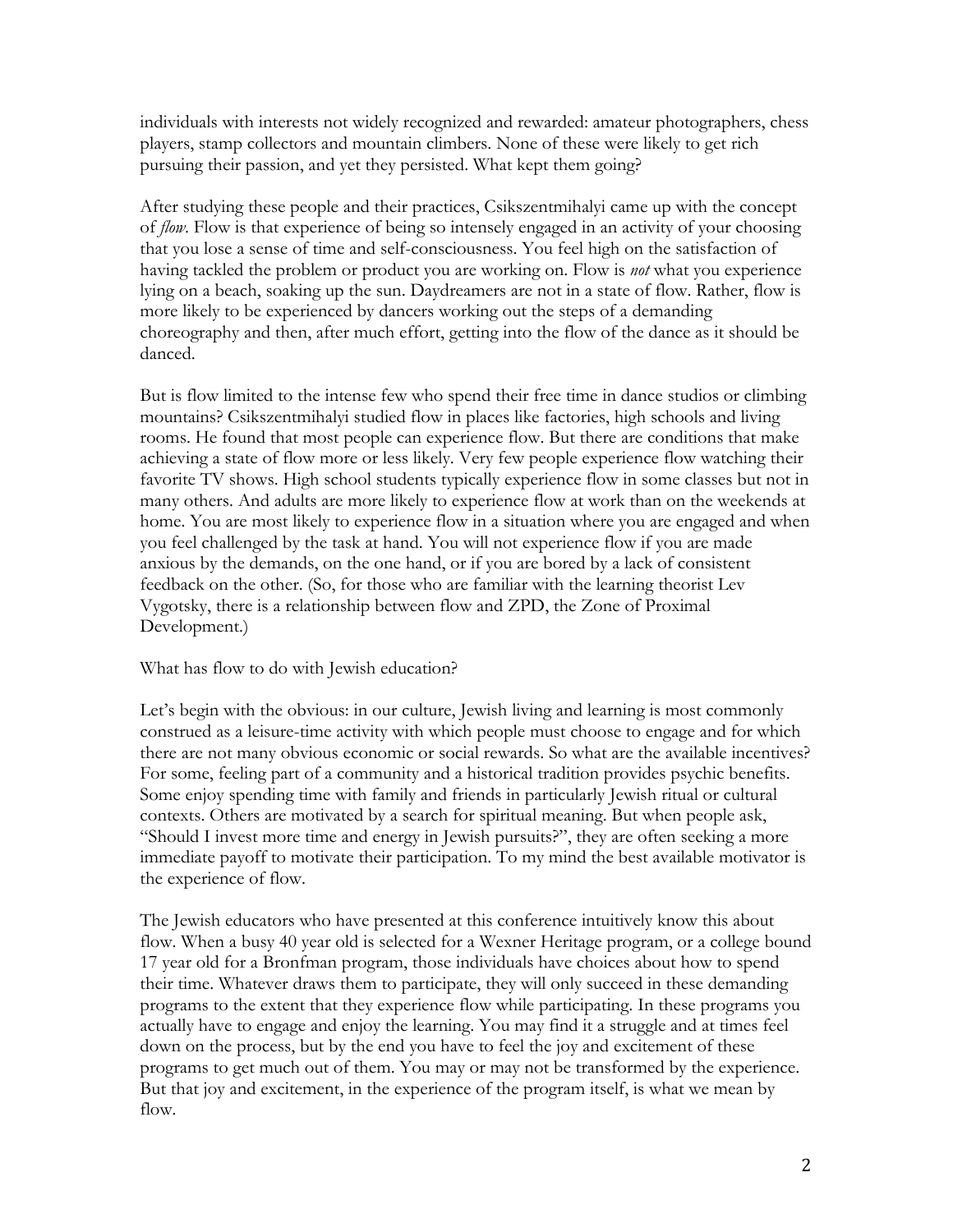individuals with interests not widely recognized and rewarded: amateur photographers, chess players, stamp collectors and mountain climbers. None of these were likely to get rich pursuing their passion, and yet they persisted. What kept them going?

After studying these people and their practices, Csikszentmihalyi came up with the concept of *flow*. Flow is that experience of being so intensely engaged in an activity of your choosing that you lose a sense of time and self-consciousness. You feel high on the satisfaction of having tackled the problem or product you are working on. Flow is *not* what you experience lying on a beach, soaking up the sun. Daydreamers are not in a state of flow. Rather, flow is more likely to be experienced by dancers working out the steps of a demanding choreography and then, after much effort, getting into the flow of the dance as it should be danced.

But is flow limited to the intense few who spend their free time in dance studios or climbing mountains? Csikszentmihalyi studied flow in places like factories, high schools and living rooms. He found that most people can experience flow. But there are conditions that make achieving a state of flow more or less likely. Very few people experience flow watching their favorite TV shows. High school students typically experience flow in some classes but not in many others. And adults are more likely to experience flow at work than on the weekends at home. You are most likely to experience flow in a situation where you are engaged and when you feel challenged by the task at hand. You will not experience flow if you are made anxious by the demands, on the one hand, or if you are bored by a lack of consistent feedback on the other. (So, for those who are familiar with the learning theorist Lev Vygotsky, there is a relationship between flow and ZPD, the Zone of Proximal Development.)

What has flow to do with Jewish education?

Let's begin with the obvious: in our culture, Jewish living and learning is most commonly construed as a leisure-time activity with which people must choose to engage and for which there are not many obvious economic or social rewards. So what are the available incentives? For some, feeling part of a community and a historical tradition provides psychic benefits. Some enjoy spending time with family and friends in particularly Jewish ritual or cultural contexts. Others are motivated by a search for spiritual meaning. But when people ask, "Should I invest more time and energy in Jewish pursuits?", they are often seeking a more immediate payoff to motivate their participation. To my mind the best available motivator is the experience of flow.

The Jewish educators who have presented at this conference intuitively know this about flow. When a busy 40 year old is selected for a Wexner Heritage program, or a college bound 17 year old for a Bronfman program, those individuals have choices about how to spend their time. Whatever draws them to participate, they will only succeed in these demanding programs to the extent that they experience flow while participating. In these programs you actually have to engage and enjoy the learning. You may find it a struggle and at times feel down on the process, but by the end you have to feel the joy and excitement of these programs to get much out of them. You may or may not be transformed by the experience. But that joy and excitement, in the experience of the program itself, is what we mean by flow.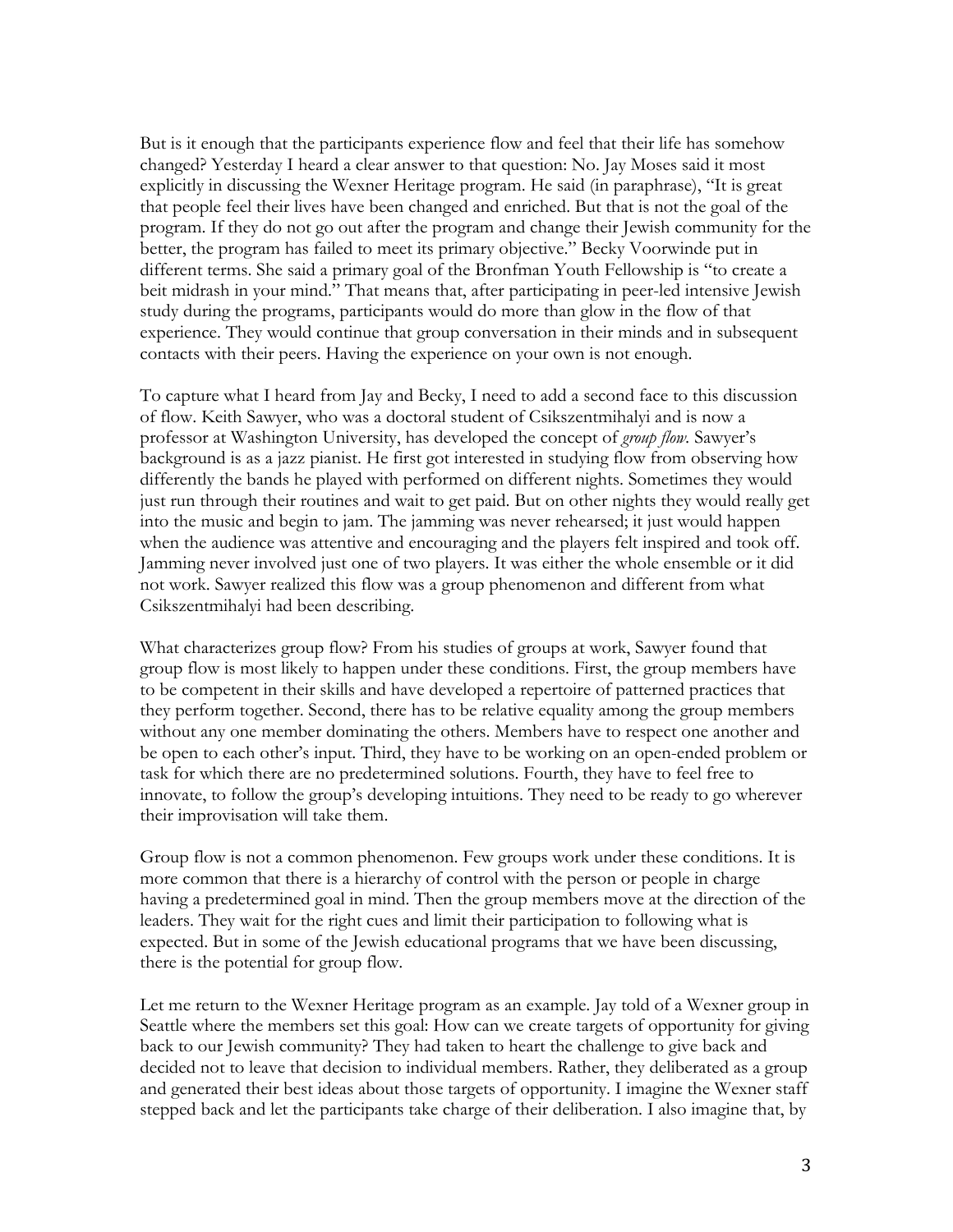But is it enough that the participants experience flow and feel that their life has somehow changed? Yesterday I heard a clear answer to that question: No. Jay Moses said it most explicitly in discussing the Wexner Heritage program. He said (in paraphrase), "It is great that people feel their lives have been changed and enriched. But that is not the goal of the program. If they do not go out after the program and change their Jewish community for the better, the program has failed to meet its primary objective." Becky Voorwinde put in different terms. She said a primary goal of the Bronfman Youth Fellowship is "to create a beit midrash in your mind." That means that, after participating in peer-led intensive Jewish study during the programs, participants would do more than glow in the flow of that experience. They would continue that group conversation in their minds and in subsequent contacts with their peers. Having the experience on your own is not enough.

To capture what I heard from Jay and Becky, I need to add a second face to this discussion of flow. Keith Sawyer, who was a doctoral student of Csikszentmihalyi and is now a professor at Washington University, has developed the concept of *group flow*. Sawyer's background is as a jazz pianist. He first got interested in studying flow from observing how differently the bands he played with performed on different nights. Sometimes they would just run through their routines and wait to get paid. But on other nights they would really get into the music and begin to jam. The jamming was never rehearsed; it just would happen when the audience was attentive and encouraging and the players felt inspired and took off. Jamming never involved just one of two players. It was either the whole ensemble or it did not work. Sawyer realized this flow was a group phenomenon and different from what Csikszentmihalyi had been describing.

What characterizes group flow? From his studies of groups at work, Sawyer found that group flow is most likely to happen under these conditions. First, the group members have to be competent in their skills and have developed a repertoire of patterned practices that they perform together. Second, there has to be relative equality among the group members without any one member dominating the others. Members have to respect one another and be open to each other's input. Third, they have to be working on an open-ended problem or task for which there are no predetermined solutions. Fourth, they have to feel free to innovate, to follow the group's developing intuitions. They need to be ready to go wherever their improvisation will take them.

Group flow is not a common phenomenon. Few groups work under these conditions. It is more common that there is a hierarchy of control with the person or people in charge having a predetermined goal in mind. Then the group members move at the direction of the leaders. They wait for the right cues and limit their participation to following what is expected. But in some of the Jewish educational programs that we have been discussing, there is the potential for group flow.

Let me return to the Wexner Heritage program as an example. Jay told of a Wexner group in Seattle where the members set this goal: How can we create targets of opportunity for giving back to our Jewish community? They had taken to heart the challenge to give back and decided not to leave that decision to individual members. Rather, they deliberated as a group and generated their best ideas about those targets of opportunity. I imagine the Wexner staff stepped back and let the participants take charge of their deliberation. I also imagine that, by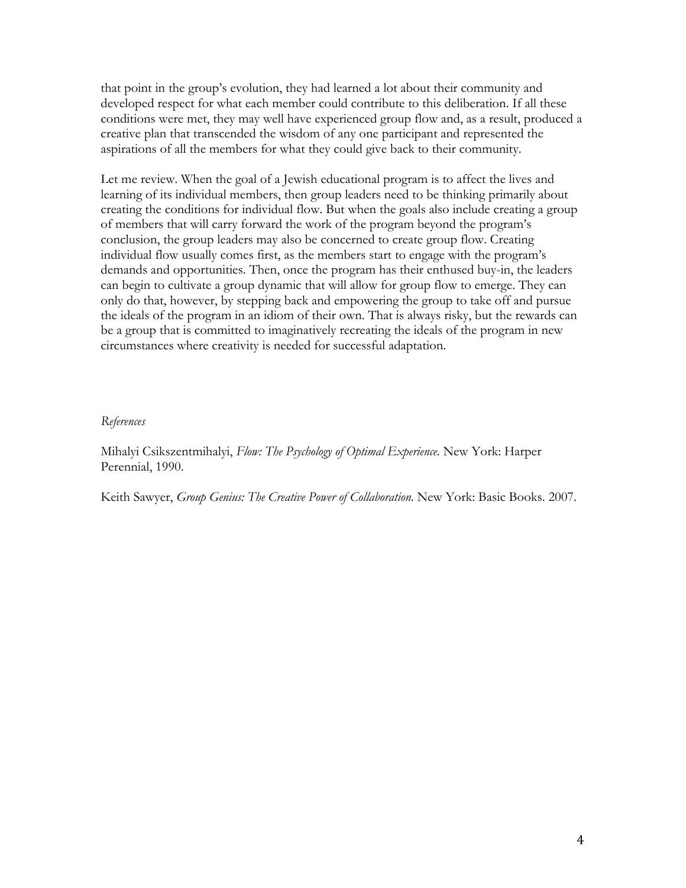that point in the group's evolution, they had learned a lot about their community and developed respect for what each member could contribute to this deliberation. If all these conditions were met, they may well have experienced group flow and, as a result, produced a creative plan that transcended the wisdom of any one participant and represented the aspirations of all the members for what they could give back to their community.

Let me review. When the goal of a Jewish educational program is to affect the lives and learning of its individual members, then group leaders need to be thinking primarily about creating the conditions for individual flow. But when the goals also include creating a group of members that will carry forward the work of the program beyond the program's conclusion, the group leaders may also be concerned to create group flow. Creating individual flow usually comes first, as the members start to engage with the program's demands and opportunities. Then, once the program has their enthused buy-in, the leaders can begin to cultivate a group dynamic that will allow for group flow to emerge. They can only do that, however, by stepping back and empowering the group to take off and pursue the ideals of the program in an idiom of their own. That is always risky, but the rewards can be a group that is committed to imaginatively recreating the ideals of the program in new circumstances where creativity is needed for successful adaptation.

*References*

Mihalyi Csikszentmihalyi, *Flow: The Psychology of Optimal Experience.* New York: Harper Perennial, 1990.

Keith Sawyer, *Group Genius: The Creative Power of Collaboration.* New York: Basic Books. 2007.